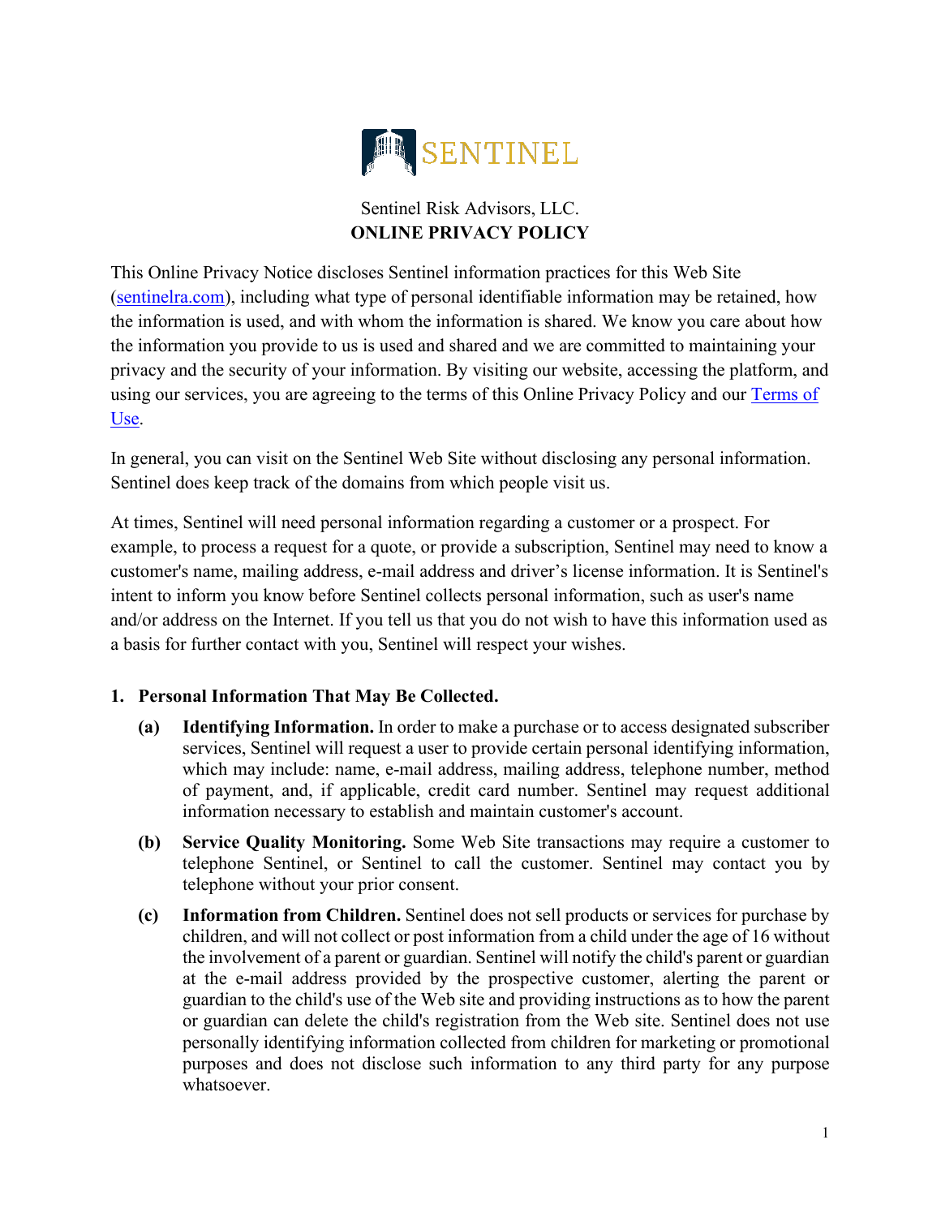SENTINEL

Sentinel Risk Advisors, LLC.

**ONLINE PRIVACY POLICY**

This Online Privacy Notice discloses Sentinel information practices for this Web Site (sentinelra.com), including what type of personal identifiable information may be retained, how the information is used, and with whom the information is shared. We know you care about how the information you provide to us is used and shared and we are committed to maintaining your privacy and the security of your information. By visiting our website, accessing the platform, and using our services, you are agreeing to the terms of this Online Privacy Policy and our Terms of Use.

In general, you can visit on the Sentinel Web Site without disclosing any personal information. Sentinel does keep track of the domains from which people visit us.

At times, Sentinel will need personal information regarding a customer or a prospect. For example, to process a request for a quote, or provide a subscription, Sentinel may need to know a customer's name, mailing address, e-mail address and driver's license information. It is Sentinel's intent to inform you know before Sentinel collects personal information, such as user's name and/or address on the Internet. If you tell us that you do not wish to have this information used as a basis for further contact with you, Sentinel will respect your wishes.

1. **Personal Information That May Be Collected.**

   **(a) Identifying Information.** In order to make a purchase or to access designated subscriber services, Sentinel will request a user to provide certain personal identifying information, which may include: name, e-mail address, mailing address, telephone number, method of payment, and, if applicable, credit card number. Sentinel may request additional information necessary to establish and maintain customer's account.

   **(b) Service Quality Monitoring.** Some Web Site transactions may require a customer to telephone Sentinel, or Sentinel to call the customer. Sentinel may contact you by telephone without your prior consent.

   **(c) Information from Children.** Sentinel does not sell products or services for purchase by children, and will not collect or post information from a child under the age of 16 without the involvement of a parent or guardian. Sentinel will notify the child's parent or guardian at the e-mail address provided by the prospective customer, alerting the parent or guardian to the child's use of the Web site and providing instructions as to how the parent or guardian can delete the child's registration from the Web site. Sentinel does not use personally identifying information collected from children for marketing or promotional purposes and does not disclose such information to any third party for any purpose whatsoever.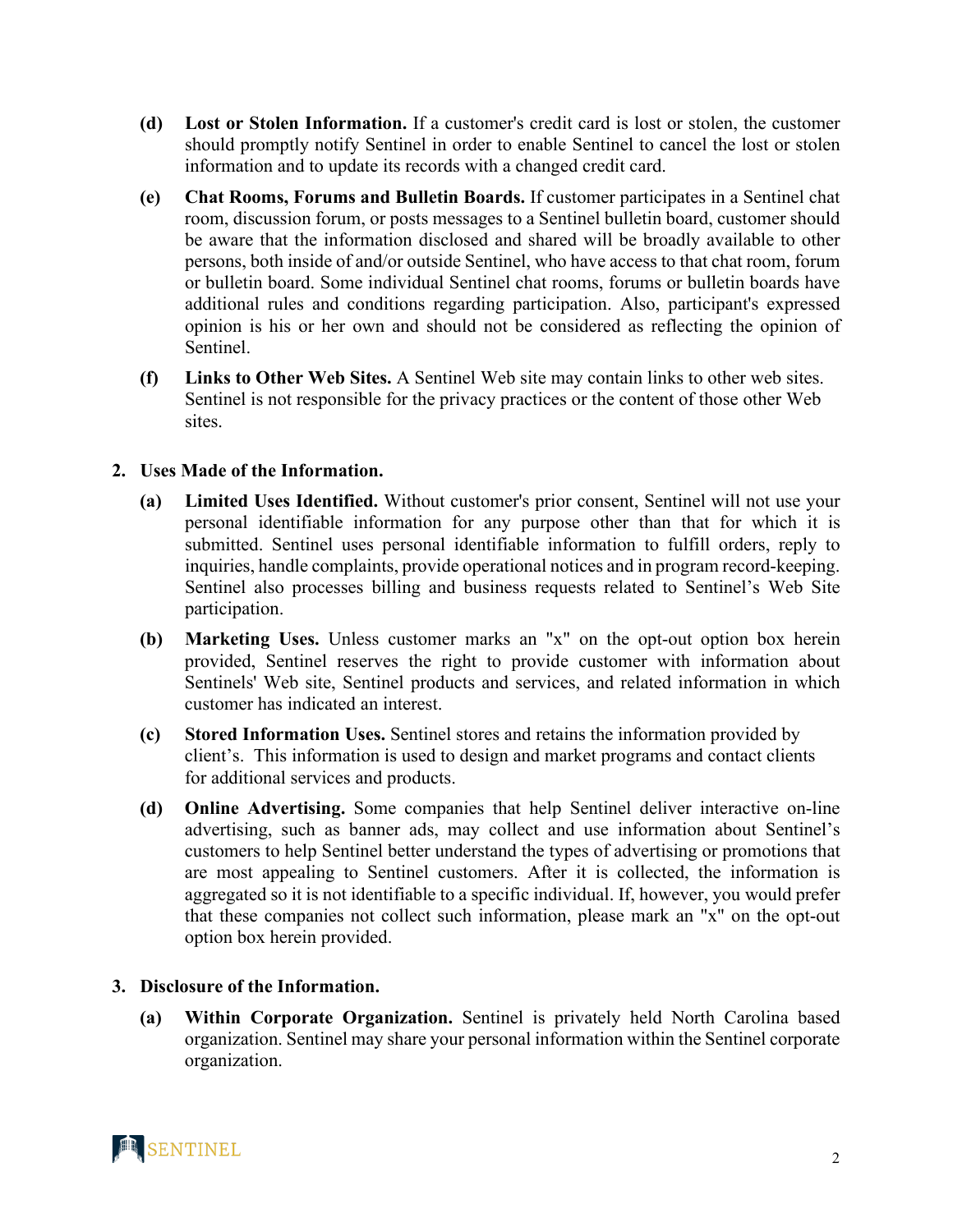**(d) Lost or Stolen Information.** If a customer's credit card is lost or stolen, the customer should promptly notify Sentinel in order to enable Sentinel to cancel the lost or stolen information and to update its records with a changed credit card.

**(e) Chat Rooms, Forums and Bulletin Boards.** If customer participates in a Sentinel chat room, discussion forum, or posts messages to a Sentinel bulletin board, customer should be aware that the information disclosed and shared will be broadly available to other persons, both inside of and/or outside Sentinel, who have access to that chat room, forum or bulletin board. Some individual Sentinel chat rooms, forums or bulletin boards have additional rules and conditions regarding participation. Also, participant's expressed opinion is his or her own and should not be considered as reflecting the opinion of Sentinel.

**(f) Links to Other Web Sites.** A Sentinel Web site may contain links to other web sites. Sentinel is not responsible for the privacy practices or the content of those other Web sites.

**2. Uses Made of the Information.**

**(a) Limited Uses Identified.** Without customer's prior consent, Sentinel will not use your personal identifiable information for any purpose other than that for which it is submitted. Sentinel uses personal identifiable information to fulfill orders, reply to inquiries, handle complaints, provide operational notices and in program record-keeping. Sentinel also processes billing and business requests related to Sentinel's Web Site participation.

**(b) Marketing Uses.** Unless customer marks an "x" on the opt-out option box herein provided, Sentinel reserves the right to provide customer with information about Sentinels' Web site, Sentinel products and services, and related information in which customer has indicated an interest.

**(c) Stored Information Uses.** Sentinel stores and retains the information provided by client's. This information is used to design and market programs and contact clients for additional services and products.

**(d) Online Advertising.** Some companies that help Sentinel deliver interactive on-line advertising, such as banner ads, may collect and use information about Sentinel's customers to help Sentinel better understand the types of advertising or promotions that are most appealing to Sentinel customers. After it is collected, the information is aggregated so it is not identifiable to a specific individual. If, however, you would prefer that these companies not collect such information, please mark an "x" on the opt-out option box herein provided.

**3. Disclosure of the Information.**

**(a) Within Corporate Organization.** Sentinel is privately held North Carolina based organization. Sentinel may share your personal information within the Sentinel corporate organization.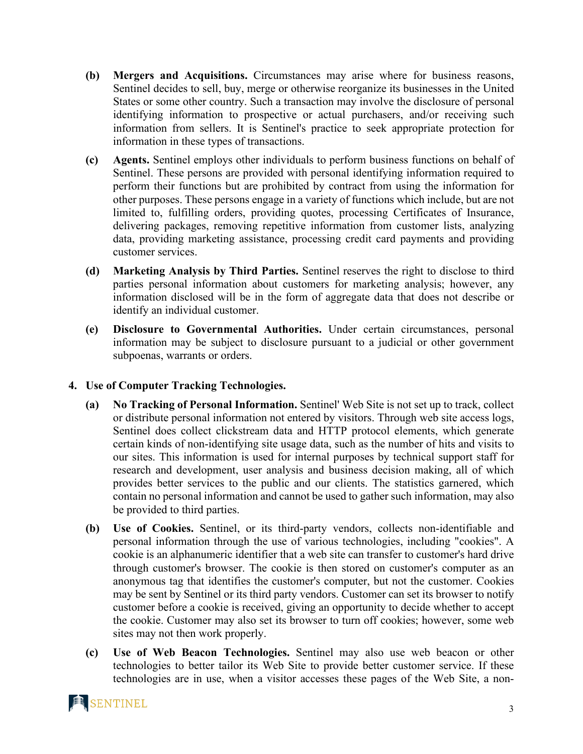**(b) Mergers and Acquisitions.** Circumstances may arise where for business reasons, Sentinel decides to sell, buy, merge or otherwise reorganize its businesses in the United States or some other country. Such a transaction may involve the disclosure of personal identifying information to prospective or actual purchasers, and/or receiving such information from sellers. It is Sentinel's practice to seek appropriate protection for information in these types of transactions.

**(c) Agents.** Sentinel employs other individuals to perform business functions on behalf of Sentinel. These persons are provided with personal identifying information required to perform their functions but are prohibited by contract from using the information for other purposes. These persons engage in a variety of functions which include, but are not limited to, fulfilling orders, providing quotes, processing Certificates of Insurance, delivering packages, removing repetitive information from customer lists, analyzing data, providing marketing assistance, processing credit card payments and providing customer services.

**(d) Marketing Analysis by Third Parties.** Sentinel reserves the right to disclose to third parties personal information about customers for marketing analysis; however, any information disclosed will be in the form of aggregate data that does not describe or identify an individual customer.

**(e) Disclosure to Governmental Authorities.** Under certain circumstances, personal information may be subject to disclosure pursuant to a judicial or other government subpoenas, warrants or orders.

**4. Use of Computer Tracking Technologies.**

**(a) No Tracking of Personal Information.** Sentinel' Web Site is not set up to track, collect or distribute personal information not entered by visitors. Through web site access logs, Sentinel does collect clickstream data and HTTP protocol elements, which generate certain kinds of non-identifying site usage data, such as the number of hits and visits to our sites. This information is used for internal purposes by technical support staff for research and development, user analysis and business decision making, all of which provides better services to the public and our clients. The statistics garnered, which contain no personal information and cannot be used to gather such information, may also be provided to third parties.

**(b) Use of Cookies.** Sentinel, or its third-party vendors, collects non-identifiable and personal information through the use of various technologies, including "cookies". A cookie is an alphanumeric identifier that a web site can transfer to customer's hard drive through customer's browser. The cookie is then stored on customer's computer as an anonymous tag that identifies the customer's computer, but not the customer. Cookies may be sent by Sentinel or its third party vendors. Customer can set its browser to notify customer before a cookie is received, giving an opportunity to decide whether to accept the cookie. Customer may also set its browser to turn off cookies; however, some web sites may not then work properly.

**(c) Use of Web Beacon Technologies.** Sentinel may also use web beacon or other technologies to better tailor its Web Site to provide better customer service. If these technologies are in use, when a visitor accesses these pages of the Web Site, a non-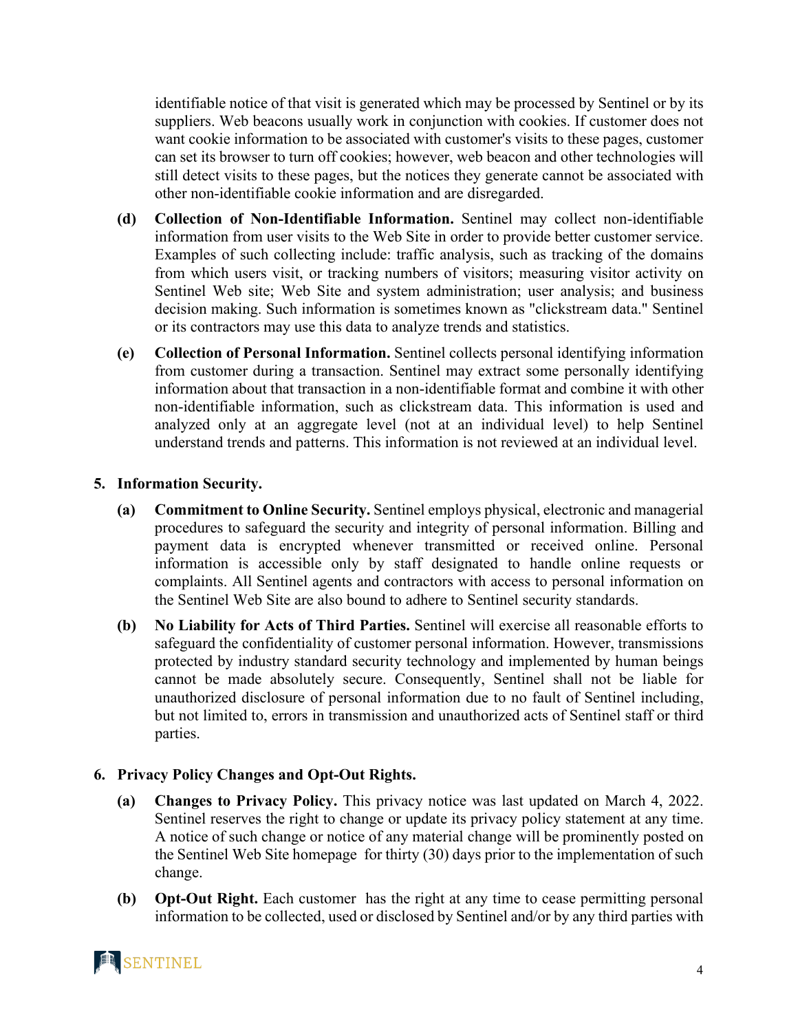identifiable notice of that visit is generated which may be processed by Sentinel or by its suppliers. Web beacons usually work in conjunction with cookies. If customer does not want cookie information to be associated with customer's visits to these pages, customer can set its browser to turn off cookies; however, web beacon and other technologies will still detect visits to these pages, but the notices they generate cannot be associated with other non-identifiable cookie information and are disregarded.

**(d) Collection of Non-Identifiable Information.** Sentinel may collect non-identifiable information from user visits to the Web Site in order to provide better customer service. Examples of such collecting include: traffic analysis, such as tracking of the domains from which users visit, or tracking numbers of visitors; measuring visitor activity on Sentinel Web site; Web Site and system administration; user analysis; and business decision making. Such information is sometimes known as "clickstream data." Sentinel or its contractors may use this data to analyze trends and statistics.

**(e) Collection of Personal Information.** Sentinel collects personal identifying information from customer during a transaction. Sentinel may extract some personally identifying information about that transaction in a non-identifiable format and combine it with other non-identifiable information, such as clickstream data. This information is used and analyzed only at an aggregate level (not at an individual level) to help Sentinel understand trends and patterns. This information is not reviewed at an individual level.

**5. Information Security.**

**(a) Commitment to Online Security.** Sentinel employs physical, electronic and managerial procedures to safeguard the security and integrity of personal information. Billing and payment data is encrypted whenever transmitted or received online. Personal information is accessible only by staff designated to handle online requests or complaints. All Sentinel agents and contractors with access to personal information on the Sentinel Web Site are also bound to adhere to Sentinel security standards.

**(b) No Liability for Acts of Third Parties.** Sentinel will exercise all reasonable efforts to safeguard the confidentiality of customer personal information. However, transmissions protected by industry standard security technology and implemented by human beings cannot be made absolutely secure. Consequently, Sentinel shall not be liable for unauthorized disclosure of personal information due to no fault of Sentinel including, but not limited to, errors in transmission and unauthorized acts of Sentinel staff or third parties.

**6. Privacy Policy Changes and Opt-Out Rights.**

**(a) Changes to Privacy Policy.** This privacy notice was last updated on March 4, 2022. Sentinel reserves the right to change or update its privacy policy statement at any time. A notice of such change or notice of any material change will be prominently posted on the Sentinel Web Site homepage for thirty (30) days prior to the implementation of such change.

**(b) Opt-Out Right.** Each customer has the right at any time to cease permitting personal information to be collected, used or disclosed by Sentinel and/or by any third parties with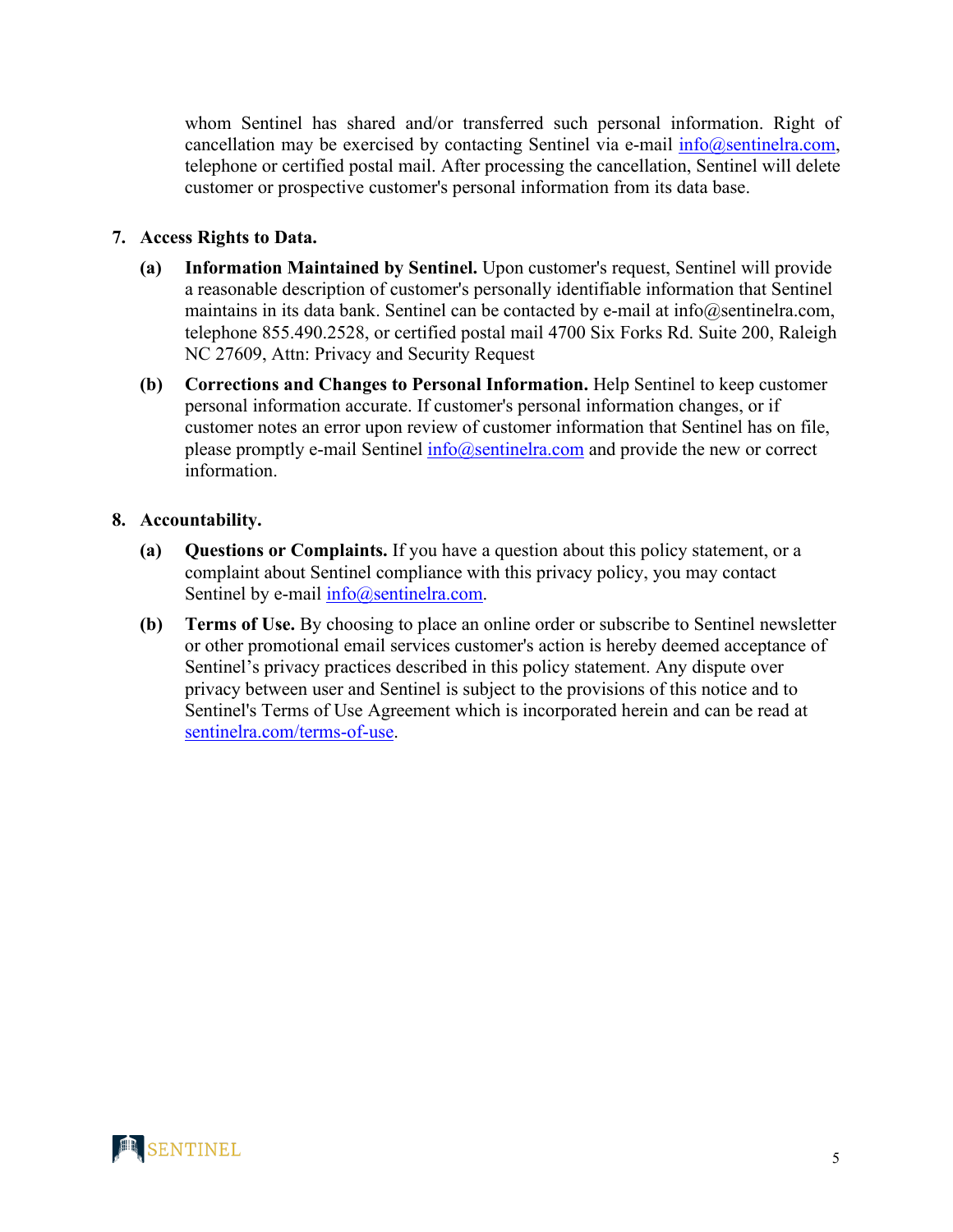whom Sentinel has shared and/or transferred such personal information. Right of cancellation may be exercised by contacting Sentinel via e-mail info@sentinelra.com, telephone or certified postal mail. After processing the cancellation, Sentinel will delete customer or prospective customer's personal information from its data base.

7. **Access Rights to Data.**

   **(a) Information Maintained by Sentinel.** Upon customer's request, Sentinel will provide a reasonable description of customer's personally identifiable information that Sentinel maintains in its data bank. Sentinel can be contacted by e-mail at info@sentinelra.com, telephone 855.490.2528, or certified postal mail 4700 Six Forks Rd. Suite 200, Raleigh NC 27609, Attn: Privacy and Security Request

   **(b) Corrections and Changes to Personal Information.** Help Sentinel to keep customer personal information accurate. If customer's personal information changes, or if customer notes an error upon review of customer information that Sentinel has on file, please promptly e-mail Sentinel info@sentinelra.com and provide the new or correct information.

8. **Accountability.**

   **(a) Questions or Complaints.** If you have a question about this policy statement, or a complaint about Sentinel compliance with this privacy policy, you may contact Sentinel by e-mail info@sentinelra.com.

   **(b) Terms of Use.** By choosing to place an online order or subscribe to Sentinel newsletter or other promotional email services customer's action is hereby deemed acceptance of Sentinel's privacy practices described in this policy statement. Any dispute over privacy between user and Sentinel is subject to the provisions of this notice and to Sentinel's Terms of Use Agreement which is incorporated herein and can be read at sentinelra.com/terms-of-use.